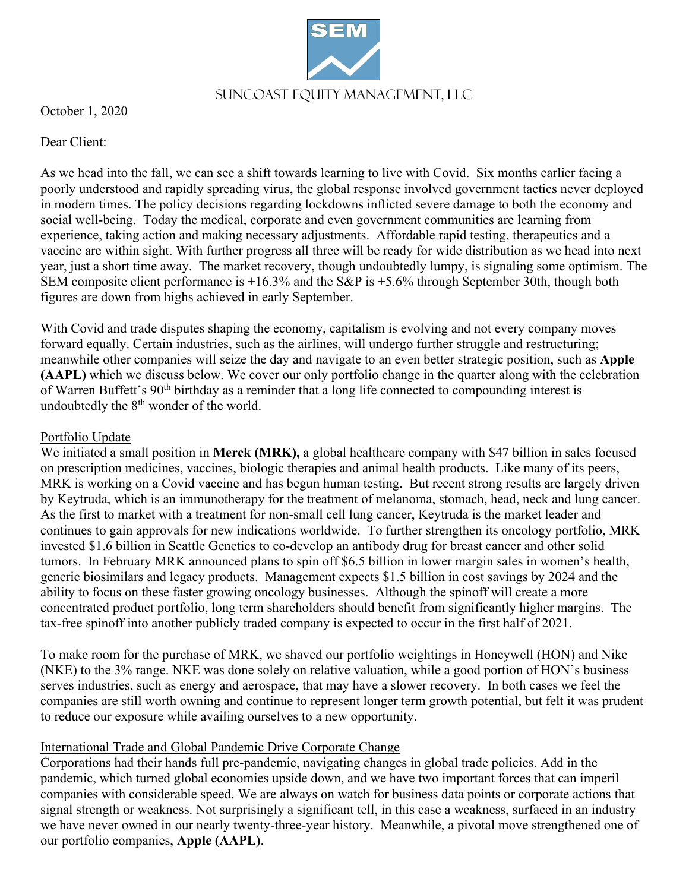SUNCOAST EQUITY MANAGEMENT, LLC

October 1, 2020

Dear Client:

As we head into the fall, we can see a shift towards learning to live with Covid. Six months earlier facing a poorly understood and rapidly spreading virus, the global response involved government tactics never deployed in modern times. The policy decisions regarding lockdowns inflicted severe damage to both the economy and social well-being. Today the medical, corporate and even government communities are learning from experience, taking action and making necessary adjustments. Affordable rapid testing, therapeutics and a vaccine are within sight. With further progress all three will be ready for wide distribution as we head into next year, just a short time away. The market recovery, though undoubtedly lumpy, is signaling some optimism. The SEM composite client performance is +16.3% and the S&P is +5.6% through September 30th, though both figures are down from highs achieved in early September.

With Covid and trade disputes shaping the economy, capitalism is evolving and not every company moves forward equally. Certain industries, such as the airlines, will undergo further struggle and restructuring; meanwhile other companies will seize the day and navigate to an even better strategic position, such as **Apple (AAPL)** which we discuss below. We cover our only portfolio change in the quarter along with the celebration of Warren Buffett's 90th birthday as a reminder that a long life connected to compounding interest is undoubtedly the 8th wonder of the world.

## Portfolio Update

We initiated a small position in **Merck (MRK),** a global healthcare company with $47 billion in sales focused on prescription medicines, vaccines, biologic therapies and animal health products. Like many of its peers, MRK is working on a Covid vaccine and has begun human testing. But recent strong results are largely driven by Keytruda, which is an immunotherapy for the treatment of melanoma, stomach, head, neck and lung cancer. As the first to market with a treatment for non-small cell lung cancer, Keytruda is the market leader and continues to gain approvals for new indications worldwide. To further strengthen its oncology portfolio, MRK invested $1.6 billion in Seattle Genetics to co-develop an antibody drug for breast cancer and other solid tumors. In February MRK announced plans to spin off $6.5 billion in lower margin sales in women's health, generic biosimilars and legacy products. Management expects $1.5 billion in cost savings by 2024 and the ability to focus on these faster growing oncology businesses. Although the spinoff will create a more concentrated product portfolio, long term shareholders should benefit from significantly higher margins. The tax-free spinoff into another publicly traded company is expected to occur in the first half of 2021.

To make room for the purchase of MRK, we shaved our portfolio weightings in Honeywell (HON) and Nike (NKE) to the 3% range. NKE was done solely on relative valuation, while a good portion of HON's business serves industries, such as energy and aerospace, that may have a slower recovery. In both cases we feel the companies are still worth owning and continue to represent longer term growth potential, but felt it was prudent to reduce our exposure while availing ourselves to a new opportunity.

## International Trade and Global Pandemic Drive Corporate Change

Corporations had their hands full pre-pandemic, navigating changes in global trade policies. Add in the pandemic, which turned global economies upside down, and we have two important forces that can imperil companies with considerable speed. We are always on watch for business data points or corporate actions that signal strength or weakness. Not surprisingly a significant tell, in this case a weakness, surfaced in an industry we have never owned in our nearly twenty-three-year history. Meanwhile, a pivotal move strengthened one of our portfolio companies, **Apple (AAPL)**.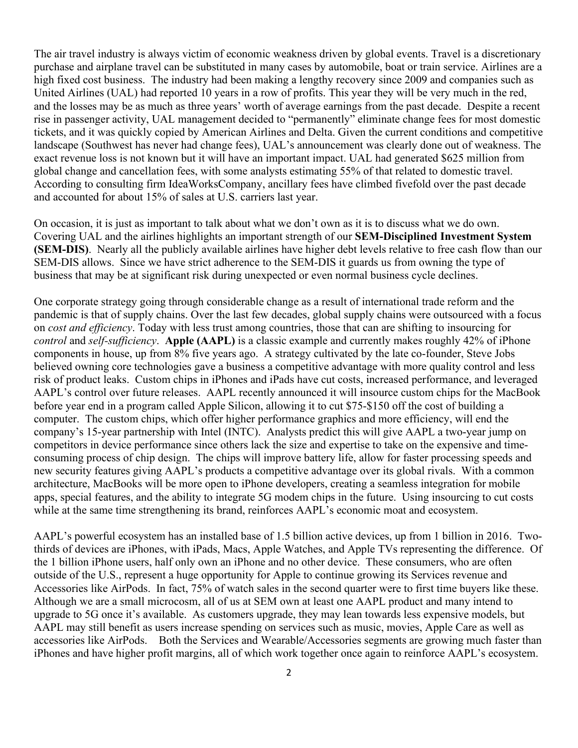The air travel industry is always victim of economic weakness driven by global events. Travel is a discretionary purchase and airplane travel can be substituted in many cases by automobile, boat or train service. Airlines are a high fixed cost business. The industry had been making a lengthy recovery since 2009 and companies such as United Airlines (UAL) had reported 10 years in a row of profits. This year they will be very much in the red, and the losses may be as much as three years' worth of average earnings from the past decade. Despite a recent rise in passenger activity, UAL management decided to "permanently" eliminate change fees for most domestic tickets, and it was quickly copied by American Airlines and Delta. Given the current conditions and competitive landscape (Southwest has never had change fees), UAL's announcement was clearly done out of weakness. The exact revenue loss is not known but it will have an important impact. UAL had generated $625 million from global change and cancellation fees, with some analysts estimating 55% of that related to domestic travel. According to consulting firm IdeaWorksCompany, ancillary fees have climbed fivefold over the past decade and accounted for about 15% of sales at U.S. carriers last year.

On occasion, it is just as important to talk about what we don't own as it is to discuss what we do own. Covering UAL and the airlines highlights an important strength of our **SEM-Disciplined Investment System (SEM-DIS)**. Nearly all the publicly available airlines have higher debt levels relative to free cash flow than our SEM-DIS allows. Since we have strict adherence to the SEM-DIS it guards us from owning the type of business that may be at significant risk during unexpected or even normal business cycle declines.

One corporate strategy going through considerable change as a result of international trade reform and the pandemic is that of supply chains. Over the last few decades, global supply chains were outsourced with a focus on *cost and efficiency*. Today with less trust among countries, those that can are shifting to insourcing for *control* and *self-sufficiency*. **Apple (AAPL)** is a classic example and currently makes roughly 42% of iPhone components in house, up from 8% five years ago. A strategy cultivated by the late co-founder, Steve Jobs believed owning core technologies gave a business a competitive advantage with more quality control and less risk of product leaks. Custom chips in iPhones and iPads have cut costs, increased performance, and leveraged AAPL's control over future releases. AAPL recently announced it will insource custom chips for the MacBook before year end in a program called Apple Silicon, allowing it to cut $75-$150 off the cost of building a computer. The custom chips, which offer higher performance graphics and more efficiency, will end the company's 15-year partnership with Intel (INTC). Analysts predict this will give AAPL a two-year jump on competitors in device performance since others lack the size and expertise to take on the expensive and time-consuming process of chip design. The chips will improve battery life, allow for faster processing speeds and new security features giving AAPL's products a competitive advantage over its global rivals. With a common architecture, MacBooks will be more open to iPhone developers, creating a seamless integration for mobile apps, special features, and the ability to integrate 5G modem chips in the future. Using insourcing to cut costs while at the same time strengthening its brand, reinforces AAPL's economic moat and ecosystem.

AAPL's powerful ecosystem has an installed base of 1.5 billion active devices, up from 1 billion in 2016. Two-thirds of devices are iPhones, with iPads, Macs, Apple Watches, and Apple TVs representing the difference. Of the 1 billion iPhone users, half only own an iPhone and no other device. These consumers, who are often outside of the U.S., represent a huge opportunity for Apple to continue growing its Services revenue and Accessories like AirPods. In fact, 75% of watch sales in the second quarter were to first time buyers like these. Although we are a small microcosm, all of us at SEM own at least one AAPL product and many intend to upgrade to 5G once it's available. As customers upgrade, they may lean towards less expensive models, but AAPL may still benefit as users increase spending on services such as music, movies, Apple Care as well as accessories like AirPods. Both the Services and Wearable/Accessories segments are growing much faster than iPhones and have higher profit margins, all of which work together once again to reinforce AAPL's ecosystem.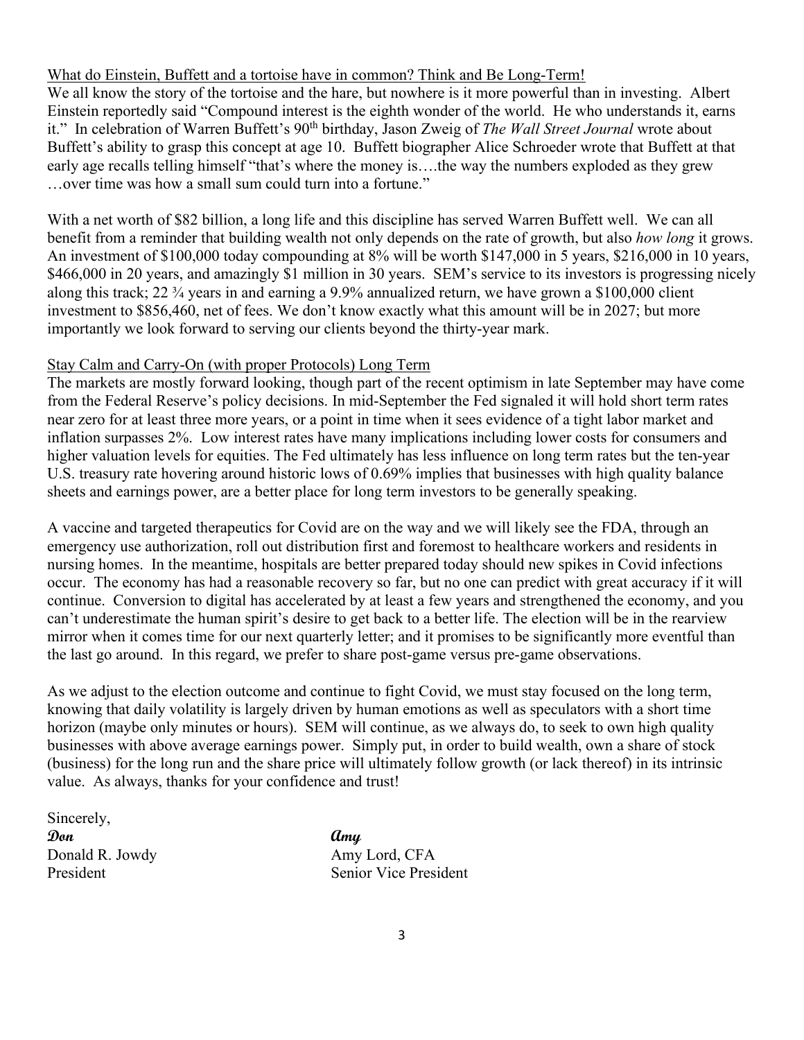What do Einstein, Buffett and a tortoise have in common? Think and Be Long-Term!

We all know the story of the tortoise and the hare, but nowhere is it more powerful than in investing. Albert Einstein reportedly said "Compound interest is the eighth wonder of the world. He who understands it, earns it." In celebration of Warren Buffett's 90th birthday, Jason Zweig of *The Wall Street Journal* wrote about Buffett's ability to grasp this concept at age 10. Buffett biographer Alice Schroeder wrote that Buffett at that early age recalls telling himself "that's where the money is….the way the numbers exploded as they grew …over time was how a small sum could turn into a fortune."

With a net worth of $82 billion, a long life and this discipline has served Warren Buffett well. We can all benefit from a reminder that building wealth not only depends on the rate of growth, but also *how long* it grows. An investment of $100,000 today compounding at 8% will be worth $147,000 in 5 years, $216,000 in 10 years, $466,000 in 20 years, and amazingly $1 million in 30 years. SEM's service to its investors is progressing nicely along this track; 22 ¾ years in and earning a 9.9% annualized return, we have grown a $100,000 client investment to $856,460, net of fees. We don't know exactly what this amount will be in 2027; but more importantly we look forward to serving our clients beyond the thirty-year mark.

Stay Calm and Carry-On (with proper Protocols) Long Term

The markets are mostly forward looking, though part of the recent optimism in late September may have come from the Federal Reserve's policy decisions. In mid-September the Fed signaled it will hold short term rates near zero for at least three more years, or a point in time when it sees evidence of a tight labor market and inflation surpasses 2%. Low interest rates have many implications including lower costs for consumers and higher valuation levels for equities. The Fed ultimately has less influence on long term rates but the ten-year U.S. treasury rate hovering around historic lows of 0.69% implies that businesses with high quality balance sheets and earnings power, are a better place for long term investors to be generally speaking.

A vaccine and targeted therapeutics for Covid are on the way and we will likely see the FDA, through an emergency use authorization, roll out distribution first and foremost to healthcare workers and residents in nursing homes. In the meantime, hospitals are better prepared today should new spikes in Covid infections occur. The economy has had a reasonable recovery so far, but no one can predict with great accuracy if it will continue. Conversion to digital has accelerated by at least a few years and strengthened the economy, and you can't underestimate the human spirit's desire to get back to a better life. The election will be in the rearview mirror when it comes time for our next quarterly letter; and it promises to be significantly more eventful than the last go around. In this regard, we prefer to share post-game versus pre-game observations.

As we adjust to the election outcome and continue to fight Covid, we must stay focused on the long term, knowing that daily volatility is largely driven by human emotions as well as speculators with a short time horizon (maybe only minutes or hours). SEM will continue, as we always do, to seek to own high quality businesses with above average earnings power. Simply put, in order to build wealth, own a share of stock (business) for the long run and the share price will ultimately follow growth (or lack thereof) in its intrinsic value. As always, thanks for your confidence and trust!

Sincerely,

*Don*
Donald R. Jowdy
President

*Amy*
Amy Lord, CFA
Senior Vice President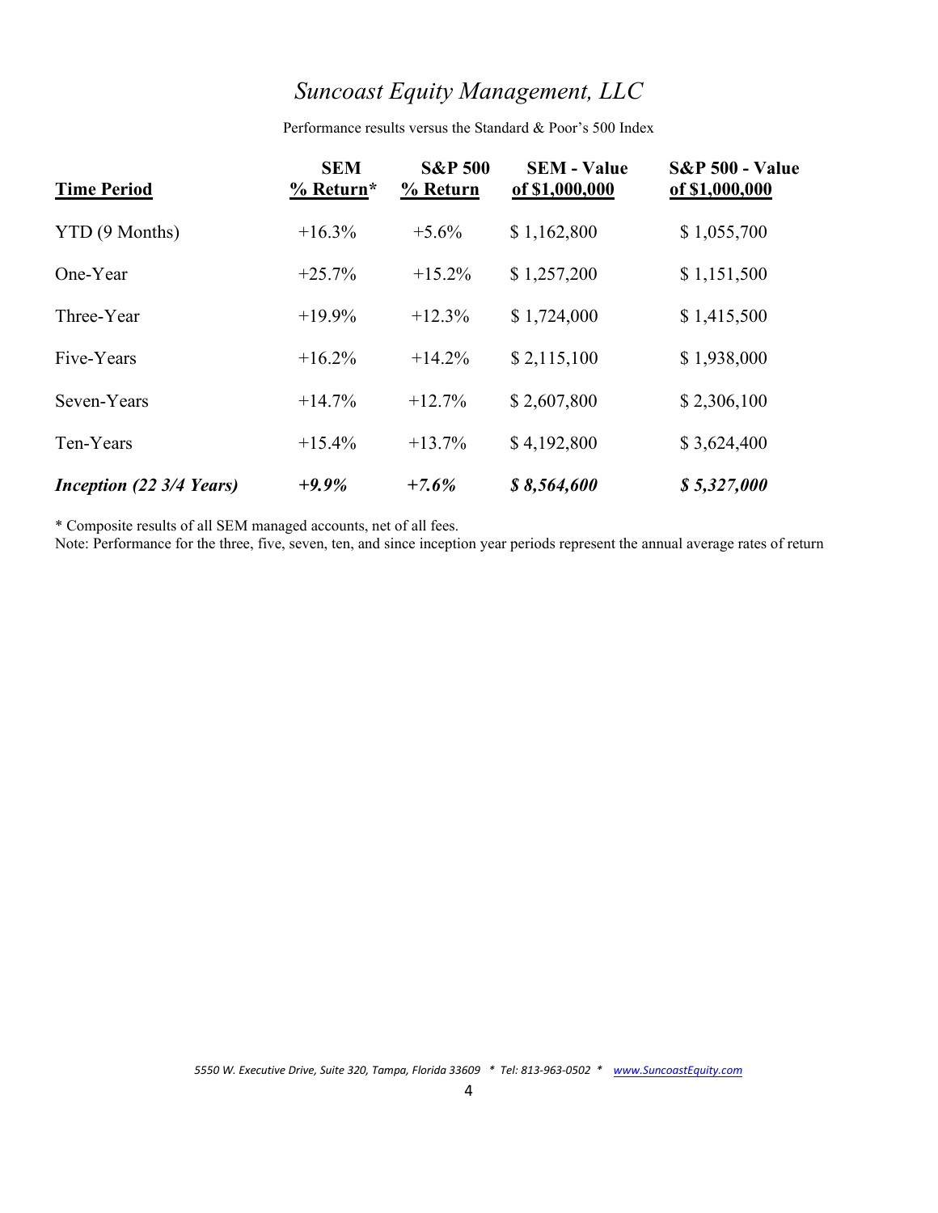# *Suncoast Equity Management, LLC*

Performance results versus the Standard & Poor's 500 Index

| Time Period | SEM % Return* | S&P 500 % Return | SEM - Value of $1,000,000 | S&P 500 - Value of $1,000,000 |
|---|---|---|---|---|
| YTD (9 Months) | +16.3% | +5.6% | $ 1,162,800 | $ 1,055,700 |
| One-Year | +25.7% | +15.2% | $ 1,257,200 | $ 1,151,500 |
| Three-Year | +19.9% | +12.3% | $ 1,724,000 | $ 1,415,500 |
| Five-Years | +16.2% | +14.2% | $ 2,115,100 | $ 1,938,000 |
| Seven-Years | +14.7% | +12.7% | $ 2,607,800 | $ 2,306,100 |
| Ten-Years | +15.4% | +13.7% | $ 4,192,800 | $ 3,624,400 |
| ***Inception (22 3/4 Years)*** | ***+9.9%*** | ***+7.6%*** | ***$ 8,564,600*** | ***$ 5,327,000*** |

* Composite results of all SEM managed accounts, net of all fees.
Note: Performance for the three, five, seven, ten, and since inception year periods represent the annual average rates of return

*5550 W. Executive Drive, Suite 320, Tampa, Florida 33609 * Tel: 813-963-0502 * www.SuncoastEquity.com*